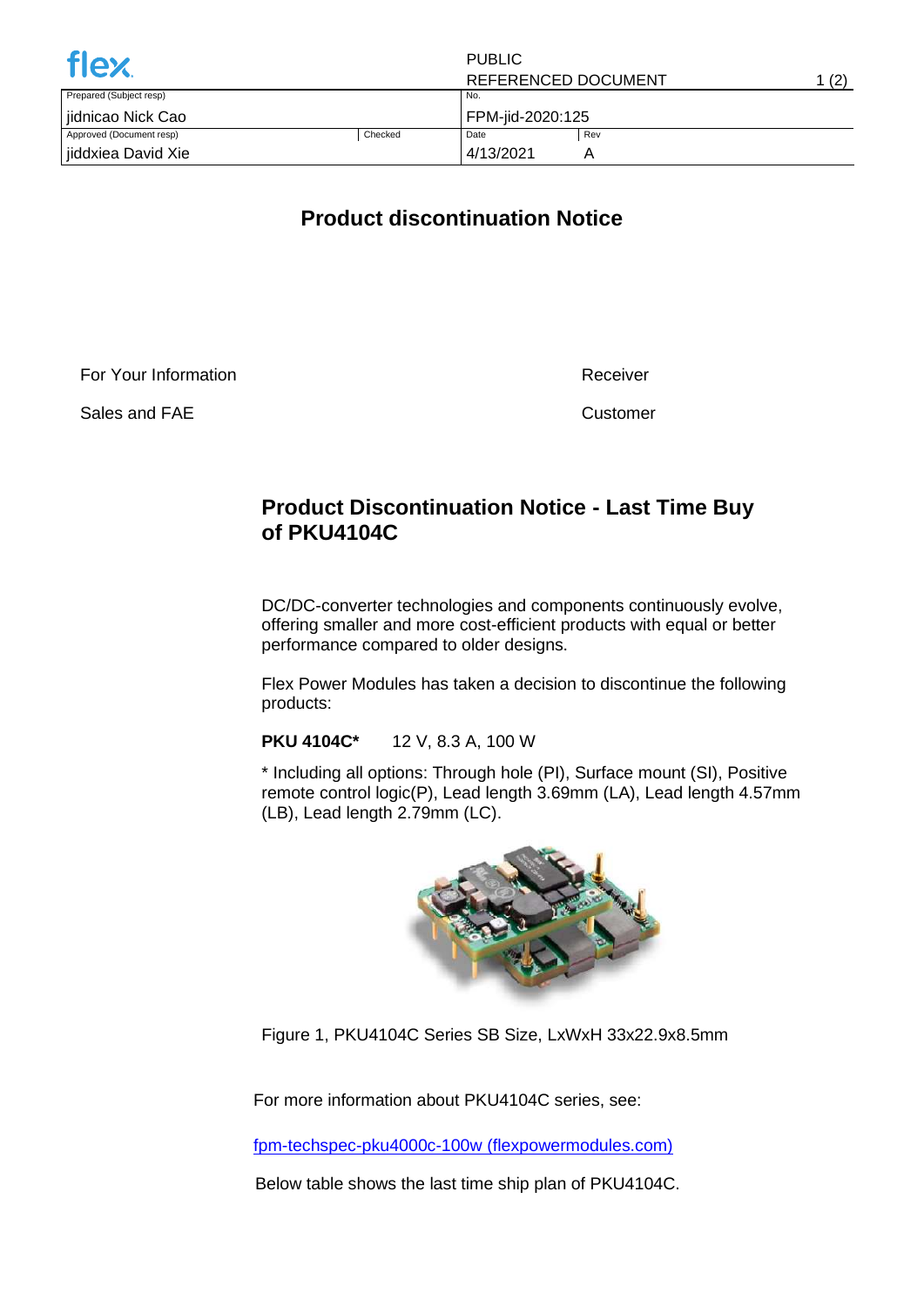| Prepared (Subject resp) | | No. | |
|---|---|---|---|
| jidnicao Nick Cao | | FPM-jid-2020:125 | |
| Approved (Document resp) | Checked | Date | Rev |
| jiddxiea David Xie | | 4/13/2021 | A |

PUBLIC
REFERENCED DOCUMENT

# Product discontinuation Notice

For Your Information

Sales and FAE

Receiver

Customer

## Product Discontinuation Notice - Last Time Buy of PKU4104C

DC/DC-converter technologies and components continuously evolve, offering smaller and more cost-efficient products with equal or better performance compared to older designs.

Flex Power Modules has taken a decision to discontinue the following products:

**PKU 4104C*** 12 V, 8.3 A, 100 W

* Including all options: Through hole (PI), Surface mount (SI), Positive remote control logic(P), Lead length 3.69mm (LA), Lead length 4.57mm (LB), Lead length 2.79mm (LC).

Figure 1, PKU4104C Series SB Size, LxWxH 33x22.9x8.5mm

For more information about PKU4104C series, see:

fpm-techspec-pku4000c-100w (flexpowermodules.com)

Below table shows the last time ship plan of PKU4104C.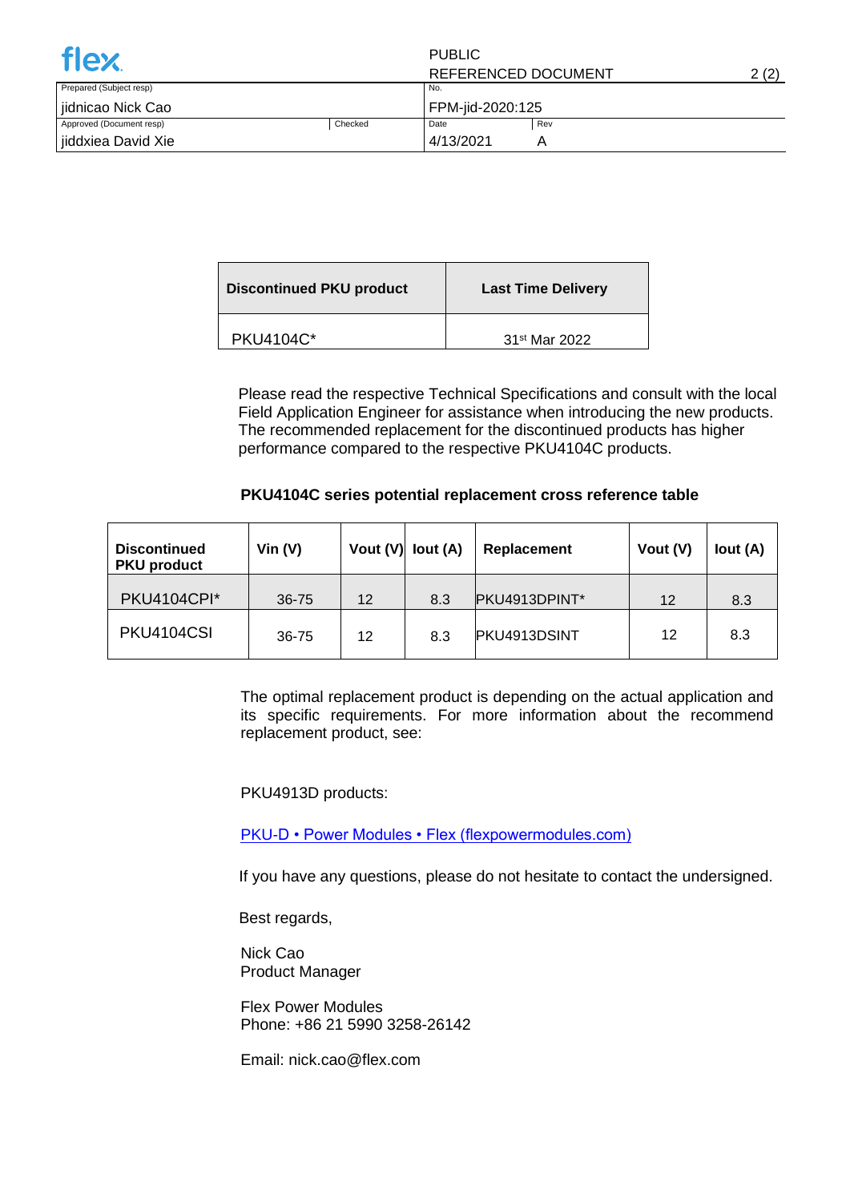| Discontinued PKU product | Last Time Delivery |
|---|---|
| PKU4104C* | 31st Mar 2022 |

Please read the respective Technical Specifications and consult with the local Field Application Engineer for assistance when introducing the new products. The recommended replacement for the discontinued products has higher performance compared to the respective PKU4104C products.

**PKU4104C series potential replacement cross reference table**

| Discontinued PKU product | Vin (V) | Vout (V) | Iout (A) | Replacement | Vout (V) | Iout (A) |
|---|---|---|---|---|---|---|
| PKU4104CPI* | 36-75 | 12 | 8.3 | PKU4913DPINT* | 12 | 8.3 |
| PKU4104CSI | 36-75 | 12 | 8.3 | PKU4913DSINT | 12 | 8.3 |

The optimal replacement product is depending on the actual application and its specific requirements. For more information about the recommend replacement product, see:

PKU4913D products:

PKU-D • Power Modules • Flex (flexpowermodules.com)

If you have any questions, please do not hesitate to contact the undersigned.

Best regards,

Nick Cao
Product Manager

Flex Power Modules
Phone: +86 21 5990 3258-26142

Email: nick.cao@flex.com